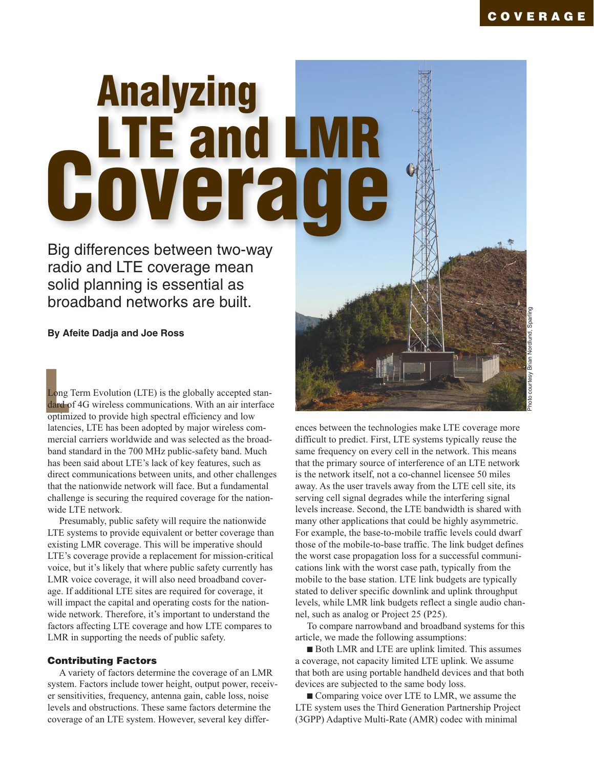# Analyzing LTE and LMR Coverage

Big differences between two-way radio and LTE coverage mean solid planning is essential as broadband networks are built.

**By Afeite Dadja and Joe Ross**

Photo courtesy Brian Nordlund, Sparling

Long Term Evolution (LTE) is the globally accepted standard of 4G wireless communications. With an air interface optimized to provide high spectral efficiency and low latencies, LTE has been adopted by major wireless commercial carriers worldwide and was selected as the broadband standard in the 700 MHz public-safety band. Much has been said about LTE's lack of key features, such as direct communications between units, and other challenges that the nationwide network will face. But a fundamental challenge is securing the required coverage for the nationwide LTE network.

Presumably, public safety will require the nationwide LTE systems to provide equivalent or better coverage than existing LMR coverage. This will be imperative should LTE's coverage provide a replacement for mission-critical voice, but it's likely that where public safety currently has LMR voice coverage, it will also need broadband coverage. If additional LTE sites are required for coverage, it will impact the capital and operating costs for the nationwide network. Therefore, it's important to understand the factors affecting LTE coverage and how LTE compares to LMR in supporting the needs of public safety.

### Contributing Factors

A variety of factors determine the coverage of an LMR system. Factors include tower height, output power, receiver sensitivities, frequency, antenna gain, cable loss, noise levels and obstructions. These same factors determine the coverage of an LTE system. However, several key differences between the technologies make LTE coverage more difficult to predict. First, LTE systems typically reuse the same frequency on every cell in the network. This means that the primary source of interference of an LTE network is the network itself, not a co-channel licensee 50 miles away. As the user travels away from the LTE cell site, its serving cell signal degrades while the interfering signal levels increase. Second, the LTE bandwidth is shared with many other applications that could be highly asymmetric. For example, the base-to-mobile traffic levels could dwarf those of the mobile-to-base traffic. The link budget defines the worst case propagation loss for a successful communications link with the worst case path, typically from the mobile to the base station. LTE link budgets are typically stated to deliver specific downlink and uplink throughput levels, while LMR link budgets reflect a single audio channel, such as analog or Project 25 (P25).

To compare narrowband and broadband systems for this article, we made the following assumptions:

- Both LMR and LTE are uplink limited. This assumes a coverage, not capacity limited LTE uplink. We assume that both are using portable handheld devices and that both devices are subjected to the same body loss.
- Comparing voice over LTE to LMR, we assume the LTE system uses the Third Generation Partnership Project (3GPP) Adaptive Multi-Rate (AMR) codec with minimal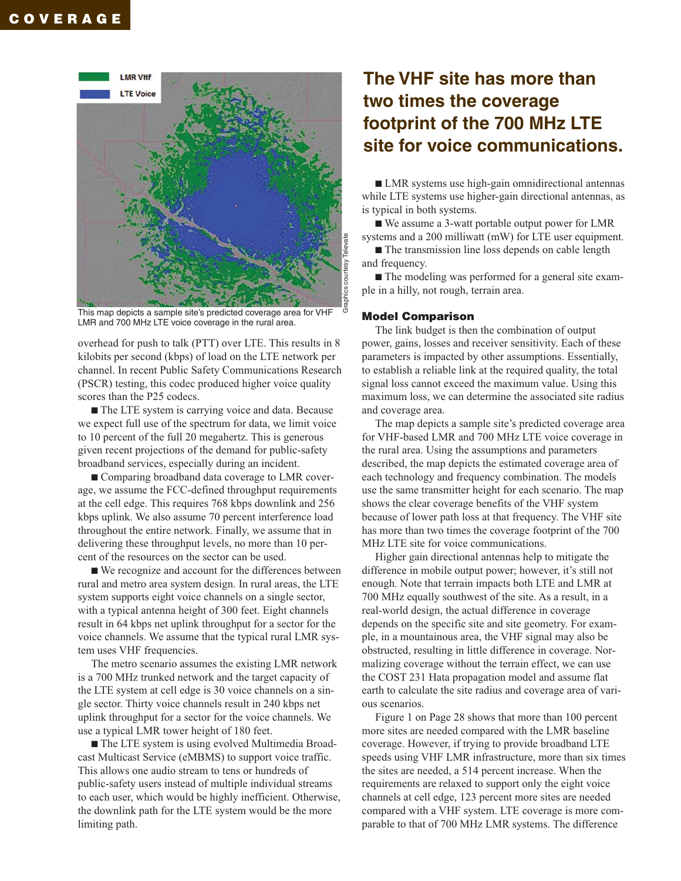LMR VHF

LTE Voice

Graphics courtesy Televate

This map depicts a sample site's predicted coverage area for VHF LMR and 700 MHz LTE voice coverage in the rural area.

overhead for push to talk (PTT) over LTE. This results in 8 kilobits per second (kbps) of load on the LTE network per channel. In recent Public Safety Communications Research (PSCR) testing, this codec produced higher voice quality scores than the P25 codecs.

- The LTE system is carrying voice and data. Because we expect full use of the spectrum for data, we limit voice to 10 percent of the full 20 megahertz. This is generous given recent projections of the demand for public-safety broadband services, especially during an incident.
- Comparing broadband data coverage to LMR coverage, we assume the FCC-defined throughput requirements at the cell edge. This requires 768 kbps downlink and 256 kbps uplink. We also assume 70 percent interference load throughout the entire network. Finally, we assume that in delivering these throughput levels, no more than 10 percent of the resources on the sector can be used.
- We recognize and account for the differences between rural and metro area system design. In rural areas, the LTE system supports eight voice channels on a single sector, with a typical antenna height of 300 feet. Eight channels result in 64 kbps net uplink throughput for a sector for the voice channels. We assume that the typical rural LMR system uses VHF frequencies.

The metro scenario assumes the existing LMR network is a 700 MHz trunked network and the target capacity of the LTE system at cell edge is 30 voice channels on a single sector. Thirty voice channels result in 240 kbps net uplink throughput for a sector for the voice channels. We use a typical LMR tower height of 180 feet.

- The LTE system is using evolved Multimedia Broadcast Multicast Service (eMBMS) to support voice traffic. This allows one audio stream to tens or hundreds of public-safety users instead of multiple individual streams to each user, which would be highly inefficient. Otherwise, the downlink path for the LTE system would be the more limiting path.

## The VHF site has more than two times the coverage footprint of the 700 MHz LTE site for voice communications.

- LMR systems use high-gain omnidirectional antennas while LTE systems use higher-gain directional antennas, as is typical in both systems.
- We assume a 3-watt portable output power for LMR systems and a 200 milliwatt (mW) for LTE user equipment.
- The transmission line loss depends on cable length and frequency.
- The modeling was performed for a general site example in a hilly, not rough, terrain area.

### Model Comparison

The link budget is then the combination of output power, gains, losses and receiver sensitivity. Each of these parameters is impacted by other assumptions. Essentially, to establish a reliable link at the required quality, the total signal loss cannot exceed the maximum value. Using this maximum loss, we can determine the associated site radius and coverage area.

The map depicts a sample site's predicted coverage area for VHF-based LMR and 700 MHz LTE voice coverage in the rural area. Using the assumptions and parameters described, the map depicts the estimated coverage area of each technology and frequency combination. The models use the same transmitter height for each scenario. The map shows the clear coverage benefits of the VHF system because of lower path loss at that frequency. The VHF site has more than two times the coverage footprint of the 700 MHz LTE site for voice communications.

Higher gain directional antennas help to mitigate the difference in mobile output power; however, it's still not enough. Note that terrain impacts both LTE and LMR at 700 MHz equally southwest of the site. As a result, in a real-world design, the actual difference in coverage depends on the specific site and site geometry. For example, in a mountainous area, the VHF signal may also be obstructed, resulting in little difference in coverage. Normalizing coverage without the terrain effect, we can use the COST 231 Hata propagation model and assume flat earth to calculate the site radius and coverage area of various scenarios.

Figure 1 on Page 28 shows that more than 100 percent more sites are needed compared with the LMR baseline coverage. However, if trying to provide broadband LTE speeds using VHF LMR infrastructure, more than six times the sites are needed, a 514 percent increase. When the requirements are relaxed to support only the eight voice channels at cell edge, 123 percent more sites are needed compared with a VHF system. LTE coverage is more comparable to that of 700 MHz LMR systems. The difference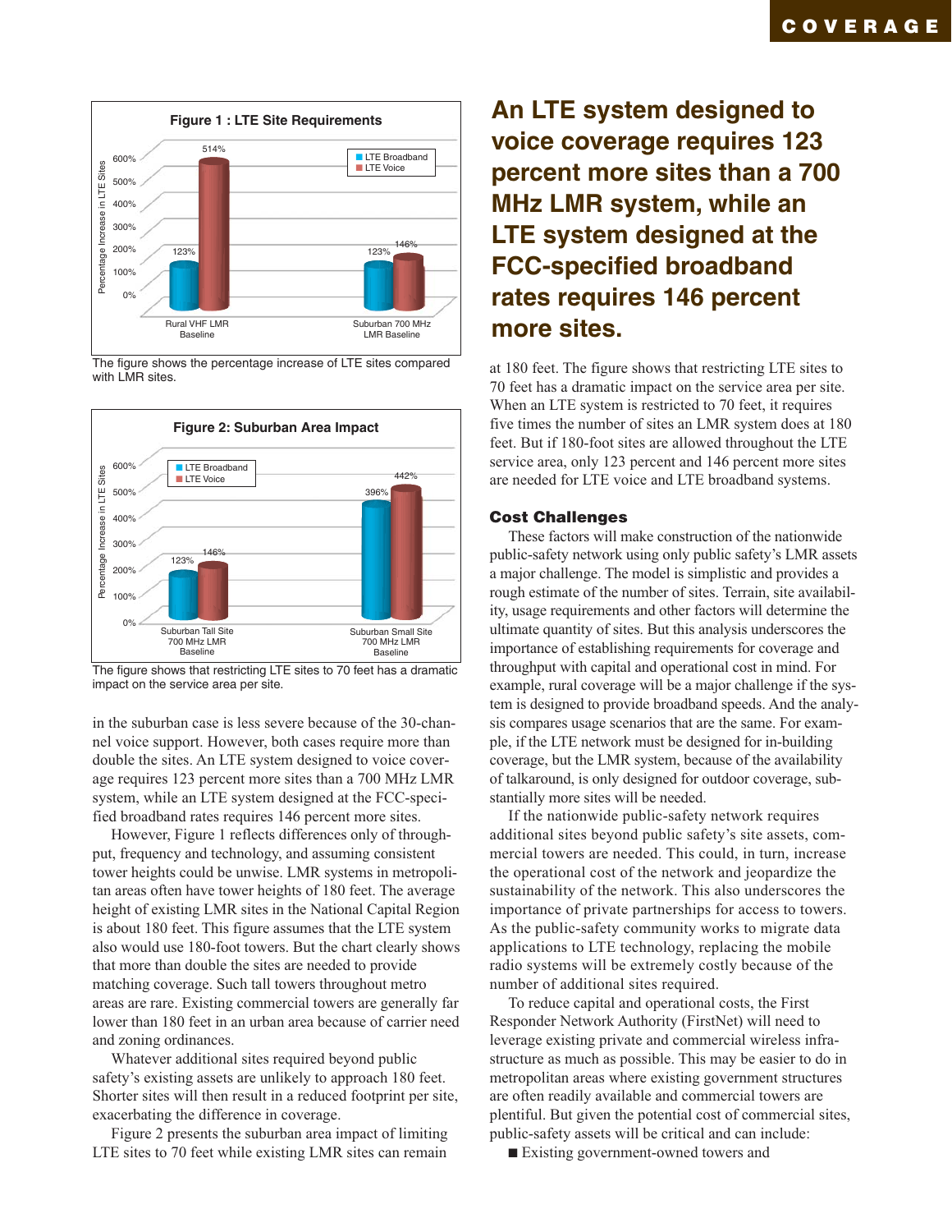**Figure 1 : LTE Site Requirements**

| | LTE Broadband | LTE Voice |
|---|---|---|
| Rural VHF LMR Baseline | 123% | 514% |
| Suburban 700 MHz LMR Baseline | 123% | 146% |

The figure shows the percentage increase of LTE sites compared with LMR sites.

**Figure 2: Suburban Area Impact**

| | LTE Broadband | LTE Voice |
|---|---|---|
| Suburban Tall Site 700 MHz LMR Baseline | 123% | 146% |
| Suburban Small Site 700 MHz LMR Baseline | 396% | 442% |

The figure shows that restricting LTE sites to 70 feet has a dramatic impact on the service area per site.

in the suburban case is less severe because of the 30-channel voice support. However, both cases require more than double the sites. An LTE system designed to voice coverage requires 123 percent more sites than a 700 MHz LMR system, while an LTE system designed at the FCC-specified broadband rates requires 146 percent more sites.

However, Figure 1 reflects differences only of throughput, frequency and technology, and assuming consistent tower heights could be unwise. LMR systems in metropolitan areas often have tower heights of 180 feet. The average height of existing LMR sites in the National Capital Region is about 180 feet. This figure assumes that the LTE system also would use 180-foot towers. But the chart clearly shows that more than double the sites are needed to provide matching coverage. Such tall towers throughout metro areas are rare. Existing commercial towers are generally far lower than 180 feet in an urban area because of carrier need and zoning ordinances.

Whatever additional sites required beyond public safety's existing assets are unlikely to approach 180 feet. Shorter sites will then result in a reduced footprint per site, exacerbating the difference in coverage.

Figure 2 presents the suburban area impact of limiting LTE sites to 70 feet while existing LMR sites can remain at 180 feet. The figure shows that restricting LTE sites to 70 feet has a dramatic impact on the service area per site. When an LTE system is restricted to 70 feet, it requires five times the number of sites an LMR system does at 180 feet. But if 180-foot sites are allowed throughout the LTE service area, only 123 percent and 146 percent more sites are needed for LTE voice and LTE broadband systems.

> **An LTE system designed to voice coverage requires 123 percent more sites than a 700 MHz LMR system, while an LTE system designed at the FCC-specified broadband rates requires 146 percent more sites.**

## Cost Challenges

These factors will make construction of the nationwide public-safety network using only public safety's LMR assets a major challenge. The model is simplistic and provides a rough estimate of the number of sites. Terrain, site availability, usage requirements and other factors will determine the ultimate quantity of sites. But this analysis underscores the importance of establishing requirements for coverage and throughput with capital and operational cost in mind. For example, rural coverage will be a major challenge if the system is designed to provide broadband speeds. And the analysis compares usage scenarios that are the same. For example, if the LTE network must be designed for in-building coverage, but the LMR system, because of the availability of talkaround, is only designed for outdoor coverage, substantially more sites will be needed.

If the nationwide public-safety network requires additional sites beyond public safety's site assets, commercial towers are needed. This could, in turn, increase the operational cost of the network and jeopardize the sustainability of the network. This also underscores the importance of private partnerships for access to towers. As the public-safety community works to migrate data applications to LTE technology, replacing the mobile radio systems will be extremely costly because of the number of additional sites required.

To reduce capital and operational costs, the First Responder Network Authority (FirstNet) will need to leverage existing private and commercial wireless infrastructure as much as possible. This may be easier to do in metropolitan areas where existing government structures are often readily available and commercial towers are plentiful. But given the potential cost of commercial sites, public-safety assets will be critical and can include:

- Existing government-owned towers and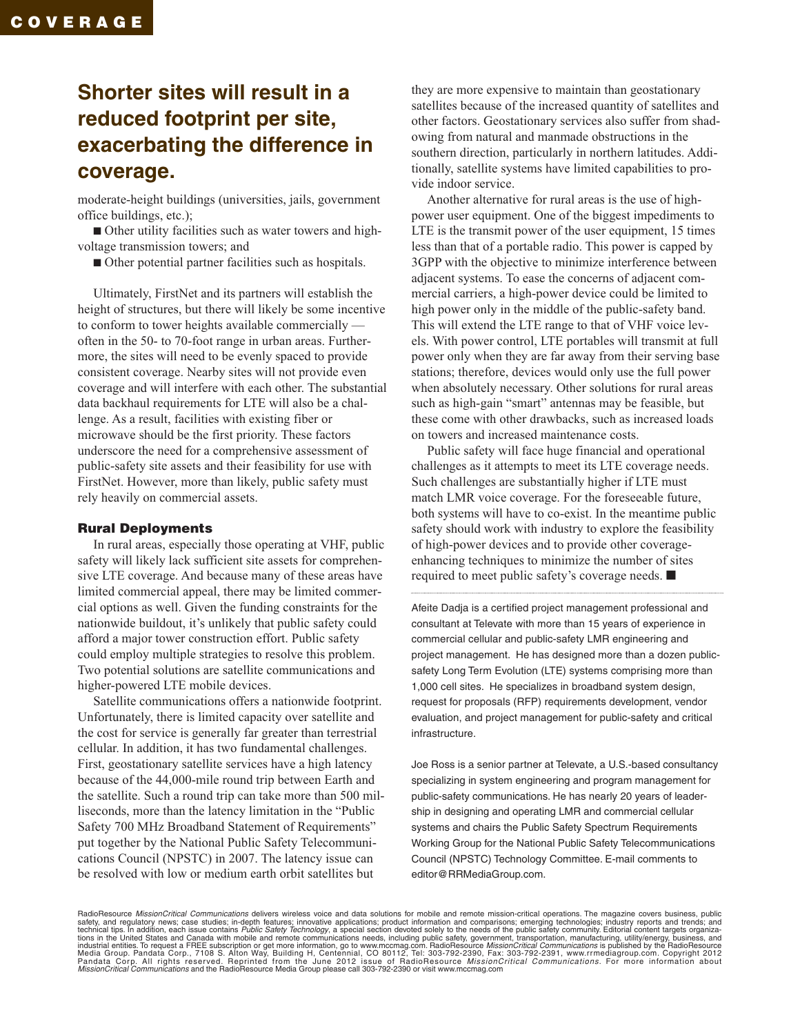**Shorter sites will result in a reduced footprint per site, exacerbating the difference in coverage.**

moderate-height buildings (universities, jails, government office buildings, etc.);

- Other utility facilities such as water towers and high-voltage transmission towers; and
- Other potential partner facilities such as hospitals.

Ultimately, FirstNet and its partners will establish the height of structures, but there will likely be some incentive to conform to tower heights available commercially — often in the 50- to 70-foot range in urban areas. Furthermore, the sites will need to be evenly spaced to provide consistent coverage. Nearby sites will not provide even coverage and will interfere with each other. The substantial data backhaul requirements for LTE will also be a challenge. As a result, facilities with existing fiber or microwave should be the first priority. These factors underscore the need for a comprehensive assessment of public-safety site assets and their feasibility for use with FirstNet. However, more than likely, public safety must rely heavily on commercial assets.

### Rural Deployments

In rural areas, especially those operating at VHF, public safety will likely lack sufficient site assets for comprehensive LTE coverage. And because many of these areas have limited commercial appeal, there may be limited commercial options as well. Given the funding constraints for the nationwide buildout, it's unlikely that public safety could afford a major tower construction effort. Public safety could employ multiple strategies to resolve this problem. Two potential solutions are satellite communications and higher-powered LTE mobile devices.

Satellite communications offers a nationwide footprint. Unfortunately, there is limited capacity over satellite and the cost for service is generally far greater than terrestrial cellular. In addition, it has two fundamental challenges. First, geostationary satellite services have a high latency because of the 44,000-mile round trip between Earth and the satellite. Such a round trip can take more than 500 milliseconds, more than the latency limitation in the "Public Safety 700 MHz Broadband Statement of Requirements" put together by the National Public Safety Telecommunications Council (NPSTC) in 2007. The latency issue can be resolved with low or medium earth orbit satellites but they are more expensive to maintain than geostationary satellites because of the increased quantity of satellites and other factors. Geostationary services also suffer from shadowing from natural and manmade obstructions in the southern direction, particularly in northern latitudes. Additionally, satellite systems have limited capabilities to provide indoor service.

Another alternative for rural areas is the use of high-power user equipment. One of the biggest impediments to LTE is the transmit power of the user equipment, 15 times less than that of a portable radio. This power is capped by 3GPP with the objective to minimize interference between adjacent systems. To ease the concerns of adjacent commercial carriers, a high-power device could be limited to high power only in the middle of the public-safety band. This will extend the LTE range to that of VHF voice levels. With power control, LTE portables will transmit at full power only when they are far away from their serving base stations; therefore, devices would only use the full power when absolutely necessary. Other solutions for rural areas such as high-gain "smart" antennas may be feasible, but these come with other drawbacks, such as increased loads on towers and increased maintenance costs.

Public safety will face huge financial and operational challenges as it attempts to meet its LTE coverage needs. Such challenges are substantially higher if LTE must match LMR voice coverage. For the foreseeable future, both systems will have to co-exist. In the meantime public safety should work with industry to explore the feasibility of high-power devices and to provide other coverage-enhancing techniques to minimize the number of sites required to meet public safety's coverage needs. ■

---

Afeite Dadja is a certified project management professional and consultant at Televate with more than 15 years of experience in commercial cellular and public-safety LMR engineering and project management. He has designed more than a dozen public-safety Long Term Evolution (LTE) systems comprising more than 1,000 cell sites. He specializes in broadband system design, request for proposals (RFP) requirements development, vendor evaluation, and project management for public-safety and critical infrastructure.

Joe Ross is a senior partner at Televate, a U.S.-based consultancy specializing in system engineering and program management for public-safety communications. He has nearly 20 years of leadership in designing and operating LMR and commercial cellular systems and chairs the Public Safety Spectrum Requirements Working Group for the National Public Safety Telecommunications Council (NPSTC) Technology Committee. E-mail comments to editor@RRMediaGroup.com.

RadioResource *MissionCritical Communications* delivers wireless voice and data solutions for mobile and remote mission-critical operations. The magazine covers business, public safety, and regulatory news; case studies; in-depth features; innovative applications; product information and comparisons; emerging technologies; industry reports and trends; and technical tips. In addition, each issue contains *Public Safety Technology*, a special section devoted solely to the needs of the public safety community. Editorial content targets organizations in the United States and Canada with mobile and remote communications needs, including public safety, government, transportation, manufacturing, utility/energy, business, and industrial entities. To request a FREE subscription or get more information, go to www.mccmag.com. RadioResource *MissionCritical Communications* is published by the RadioResource Media Group. Pandata Corp., 7108 S. Alton Way, Building H, Centennial, CO 80112, Tel: 303-792-2390, Fax: 303-792-2391, www.rrmediagroup.com. Copyright 2012 Pandata Corp. All rights reserved. Reprinted from the June 2012 issue of RadioResource *MissionCritical Communications*. For more information about *MissionCritical Communications* and the RadioResource Media Group please call 303-792-2390 or visit www.mccmag.com